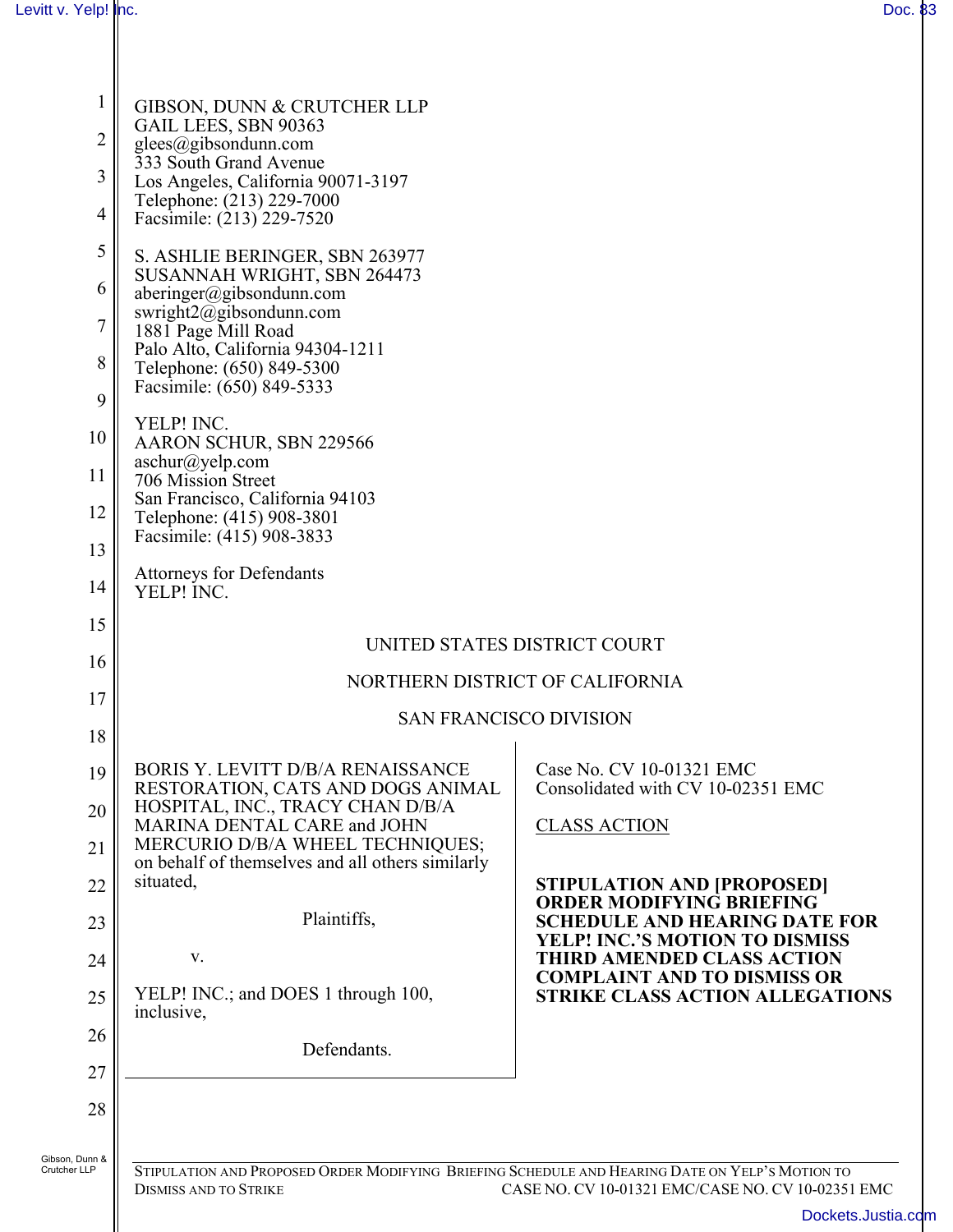GIBSON, DUNN & CRUTCHER LLP
GAIL LEES, SBN 90363
glees@gibsondunn.com
333 South Grand Avenue
Los Angeles, California 90071-3197
Telephone: (213) 229-7000
Facsimile: (213) 229-7520

S. ASHLIE BERINGER, SBN 263977
SUSANNAH WRIGHT, SBN 264473
aberinger@gibsondunn.com
swright2@gibsondunn.com
1881 Page Mill Road
Palo Alto, California 94304-1211
Telephone: (650) 849-5300
Facsimile: (650) 849-5333

YELP! INC.
AARON SCHUR, SBN 229566
aschur@yelp.com
706 Mission Street
San Francisco, California 94103
Telephone: (415) 908-3801
Facsimile: (415) 908-3833

Attorneys for Defendants
YELP! INC.

UNITED STATES DISTRICT COURT

NORTHERN DISTRICT OF CALIFORNIA

SAN FRANCISCO DIVISION

BORIS Y. LEVITT D/B/A RENAISSANCE RESTORATION, CATS AND DOGS ANIMAL HOSPITAL, INC., TRACY CHAN D/B/A MARINA DENTAL CARE and JOHN MERCURIO D/B/A WHEEL TECHNIQUES; on behalf of themselves and all others similarly situated,

Plaintiffs,

v.

YELP! INC.; and DOES 1 through 100, inclusive,

Defendants.

Case No. CV 10-01321 EMC
Consolidated with CV 10-02351 EMC

CLASS ACTION

**STIPULATION AND [PROPOSED] ORDER MODIFYING BRIEFING SCHEDULE AND HEARING DATE FOR YELP! INC.'S MOTION TO DISMISS THIRD AMENDED CLASS ACTION COMPLAINT AND TO DISMISS OR STRIKE CLASS ACTION ALLEGATIONS**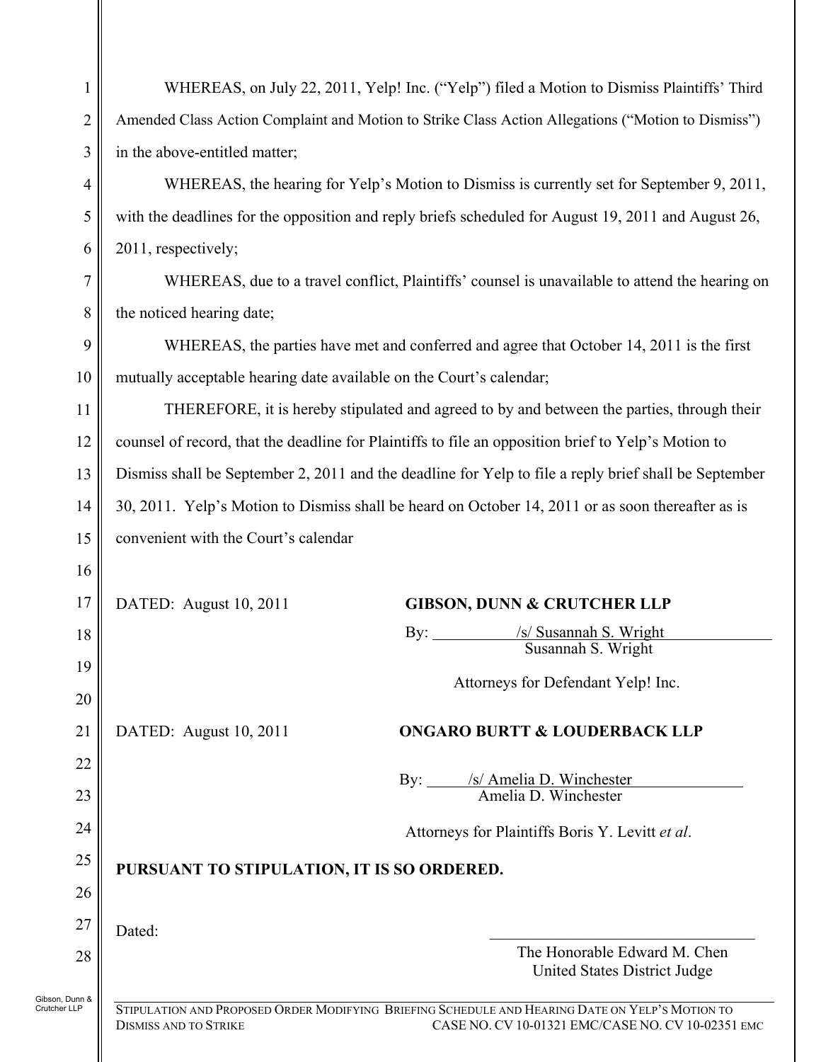WHEREAS, on July 22, 2011, Yelp! Inc. ("Yelp") filed a Motion to Dismiss Plaintiffs' Third Amended Class Action Complaint and Motion to Strike Class Action Allegations ("Motion to Dismiss") in the above-entitled matter;

WHEREAS, the hearing for Yelp's Motion to Dismiss is currently set for September 9, 2011, with the deadlines for the opposition and reply briefs scheduled for August 19, 2011 and August 26, 2011, respectively;

WHEREAS, due to a travel conflict, Plaintiffs' counsel is unavailable to attend the hearing on the noticed hearing date;

WHEREAS, the parties have met and conferred and agree that October 14, 2011 is the first mutually acceptable hearing date available on the Court's calendar;

THEREFORE, it is hereby stipulated and agreed to by and between the parties, through their counsel of record, that the deadline for Plaintiffs to file an opposition brief to Yelp's Motion to Dismiss shall be September 2, 2011 and the deadline for Yelp to file a reply brief shall be September 30, 2011. Yelp's Motion to Dismiss shall be heard on October 14, 2011 or as soon thereafter as is convenient with the Court's calendar

DATED: August 10, 2011

**GIBSON, DUNN & CRUTCHER LLP**

By: /s/ Susannah S. Wright
Susannah S. Wright

Attorneys for Defendant Yelp! Inc.

DATED: August 10, 2011

**ONGARO BURTT & LOUDERBACK LLP**

By: /s/ Amelia D. Winchester
Amelia D. Winchester

Attorneys for Plaintiffs Boris Y. Levitt *et al*.

**PURSUANT TO STIPULATION, IT IS SO ORDERED.**

Dated: ______________________

The Honorable Edward M. Chen
United States District Judge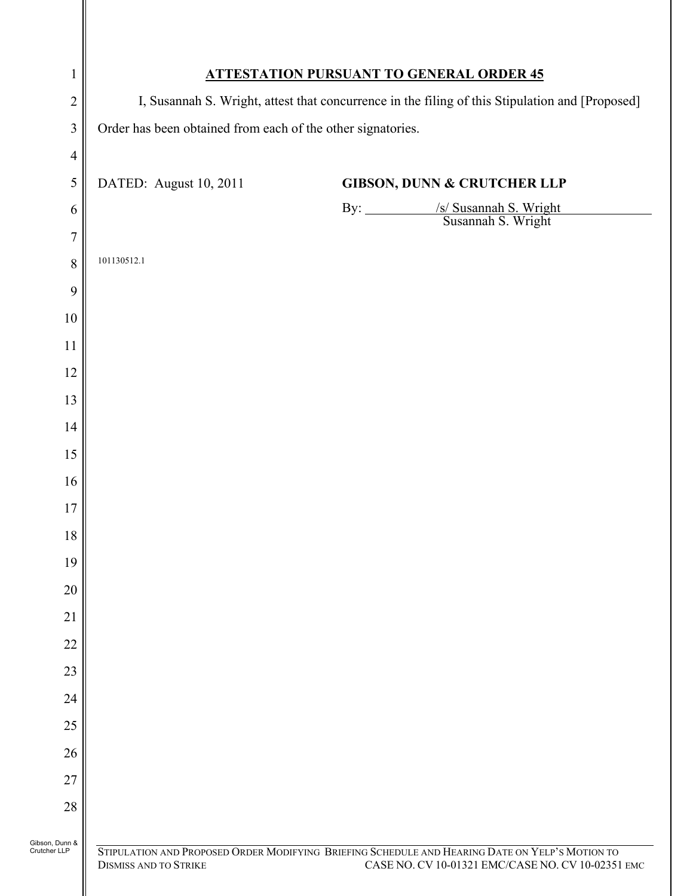# ATTESTATION PURSUANT TO GENERAL ORDER 45

I, Susannah S. Wright, attest that concurrence in the filing of this Stipulation and [Proposed] Order has been obtained from each of the other signatories.

DATED: August 10, 2011

**GIBSON, DUNN & CRUTCHER LLP**

By: /s/ Susannah S. Wright
Susannah S. Wright

101130512.1